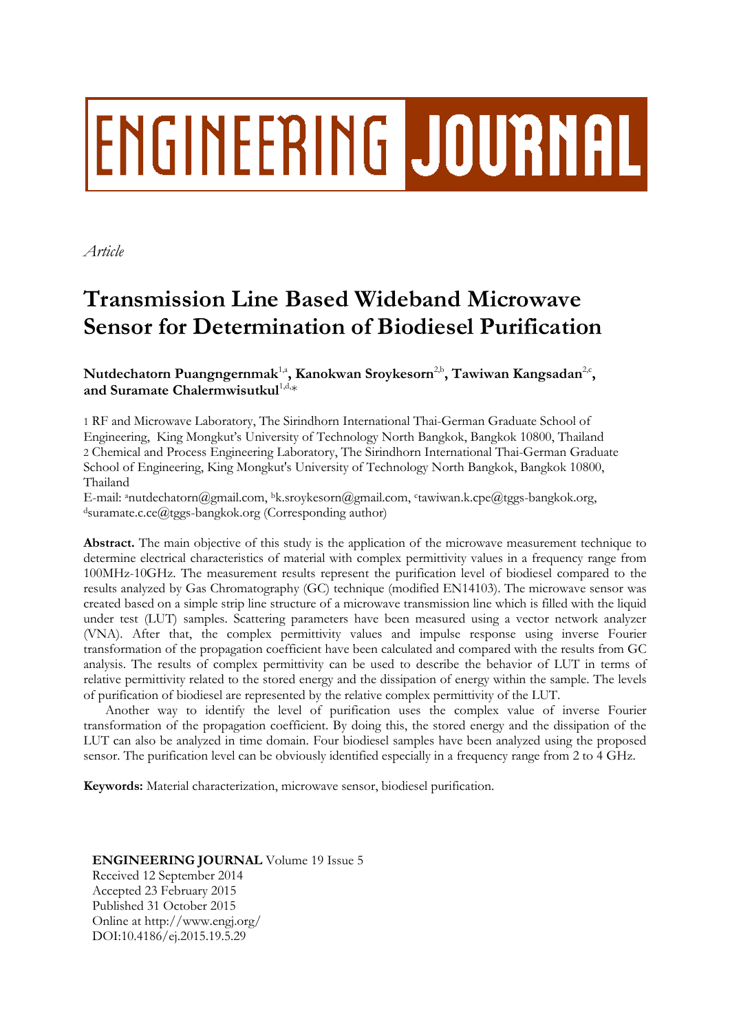ENGINEERING JOURNAL

*Article*

# Transmission Line Based Wideband Microwave Sensor for Determination of Biodiesel Purification

**Nutdechatorn Puangngernmak**[1,a]**, Kanokwan Sroykesorn**[2,b]**, Tawiwan Kangsadan**[2,c]**, and Suramate Chalermwisutkul**[1,d,*]

1 RF and Microwave Laboratory, The Sirindhorn International Thai-German Graduate School of Engineering, King Mongkut's University of Technology North Bangkok, Bangkok 10800, Thailand
2 Chemical and Process Engineering Laboratory, The Sirindhorn International Thai-German Graduate School of Engineering, King Mongkut's University of Technology North Bangkok, Bangkok 10800, Thailand

E-mail: [a]nutdechatorn@gmail.com, [b]k.sroykesorn@gmail.com, [c]tawiwan.k.cpe@tggs-bangkok.org, [d]suramate.c.ce@tggs-bangkok.org (Corresponding author)

**Abstract.** The main objective of this study is the application of the microwave measurement technique to determine electrical characteristics of material with complex permittivity values in a frequency range from 100MHz-10GHz. The measurement results represent the purification level of biodiesel compared to the results analyzed by Gas Chromatography (GC) technique (modified EN14103). The microwave sensor was created based on a simple strip line structure of a microwave transmission line which is filled with the liquid under test (LUT) samples. Scattering parameters have been measured using a vector network analyzer (VNA). After that, the complex permittivity values and impulse response using inverse Fourier transformation of the propagation coefficient have been calculated and compared with the results from GC analysis. The results of complex permittivity can be used to describe the behavior of LUT in terms of relative permittivity related to the stored energy and the dissipation of energy within the sample. The levels of purification of biodiesel are represented by the relative complex permittivity of the LUT.

Another way to identify the level of purification uses the complex value of inverse Fourier transformation of the propagation coefficient. By doing this, the stored energy and the dissipation of the LUT can also be analyzed in time domain. Four biodiesel samples have been analyzed using the proposed sensor. The purification level can be obviously identified especially in a frequency range from 2 to 4 GHz.

**Keywords:** Material characterization, microwave sensor, biodiesel purification.

**ENGINEERING JOURNAL** Volume 19 Issue 5
Received 12 September 2014
Accepted 23 February 2015
Published 31 October 2015
Online at http://www.engj.org/
DOI:10.4186/ej.2015.19.5.29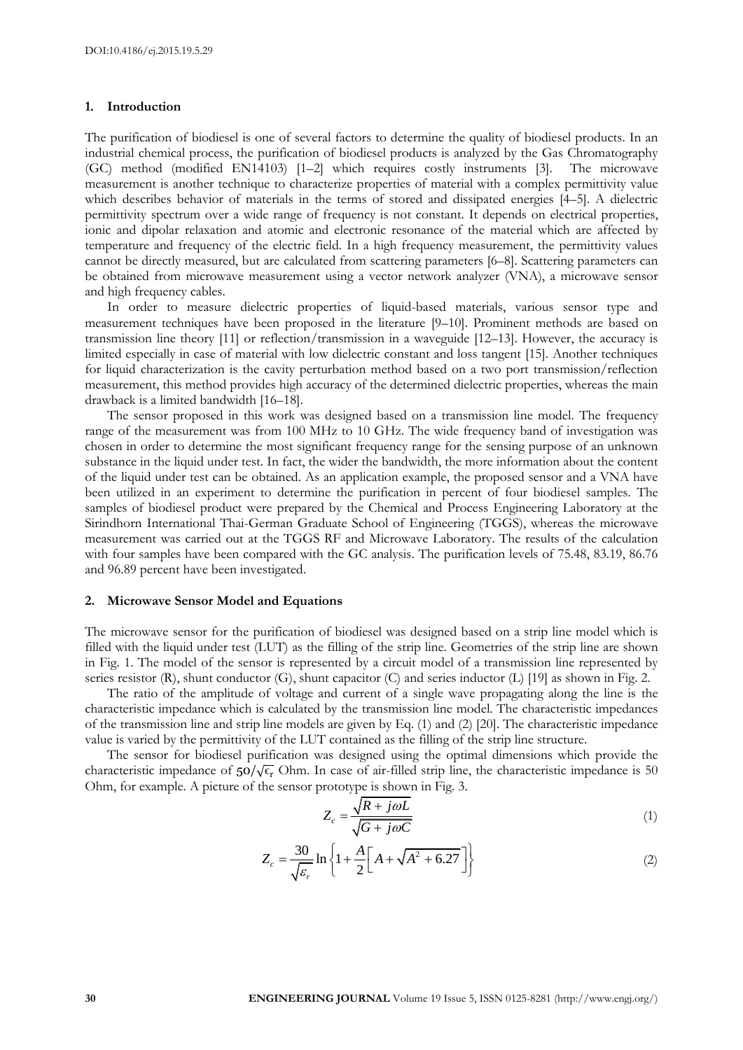## 1. Introduction

The purification of biodiesel is one of several factors to determine the quality of biodiesel products. In an industrial chemical process, the purification of biodiesel products is analyzed by the Gas Chromatography (GC) method (modified EN14103) [1–2] which requires costly instruments [3]. The microwave measurement is another technique to characterize properties of material with a complex permittivity value which describes behavior of materials in the terms of stored and dissipated energies [4–5]. A dielectric permittivity spectrum over a wide range of frequency is not constant. It depends on electrical properties, ionic and dipolar relaxation and atomic and electronic resonance of the material which are affected by temperature and frequency of the electric field. In a high frequency measurement, the permittivity values cannot be directly measured, but are calculated from scattering parameters [6–8]. Scattering parameters can be obtained from microwave measurement using a vector network analyzer (VNA), a microwave sensor and high frequency cables.

In order to measure dielectric properties of liquid-based materials, various sensor type and measurement techniques have been proposed in the literature [9–10]. Prominent methods are based on transmission line theory [11] or reflection/transmission in a waveguide [12–13]. However, the accuracy is limited especially in case of material with low dielectric constant and loss tangent [15]. Another techniques for liquid characterization is the cavity perturbation method based on a two port transmission/reflection measurement, this method provides high accuracy of the determined dielectric properties, whereas the main drawback is a limited bandwidth [16–18].

The sensor proposed in this work was designed based on a transmission line model. The frequency range of the measurement was from 100 MHz to 10 GHz. The wide frequency band of investigation was chosen in order to determine the most significant frequency range for the sensing purpose of an unknown substance in the liquid under test. In fact, the wider the bandwidth, the more information about the content of the liquid under test can be obtained. As an application example, the proposed sensor and a VNA have been utilized in an experiment to determine the purification in percent of four biodiesel samples. The samples of biodiesel product were prepared by the Chemical and Process Engineering Laboratory at the Sirindhorn International Thai-German Graduate School of Engineering (TGGS), whereas the microwave measurement was carried out at the TGGS RF and Microwave Laboratory. The results of the calculation with four samples have been compared with the GC analysis. The purification levels of 75.48, 83.19, 86.76 and 96.89 percent have been investigated.

## 2. Microwave Sensor Model and Equations

The microwave sensor for the purification of biodiesel was designed based on a strip line model which is filled with the liquid under test (LUT) as the filling of the strip line. Geometries of the strip line are shown in Fig. 1. The model of the sensor is represented by a circuit model of a transmission line represented by series resistor (R), shunt conductor (G), shunt capacitor (C) and series inductor (L) [19] as shown in Fig. 2.

The ratio of the amplitude of voltage and current of a single wave propagating along the line is the characteristic impedance which is calculated by the transmission line model. The characteristic impedances of the transmission line and strip line models are given by Eq. (1) and (2) [20]. The characteristic impedance value is varied by the permittivity of the LUT contained as the filling of the strip line structure.

The sensor for biodiesel purification was designed using the optimal dimensions which provide the characteristic impedance of $50/\sqrt{\epsilon_r}$ Ohm. In case of air-filled strip line, the characteristic impedance is 50 Ohm, for example. A picture of the sensor prototype is shown in Fig. 3.

$$Z_c = \frac{\sqrt{R + j\omega L}}{\sqrt{G + j\omega C}} \tag{1}$$

$$Z_c = \frac{30}{\sqrt{\varepsilon_r}} \ln\left\{1 + \frac{A}{2}\left[A + \sqrt{A^2 + 6.27}\right]\right\} \tag{2}$$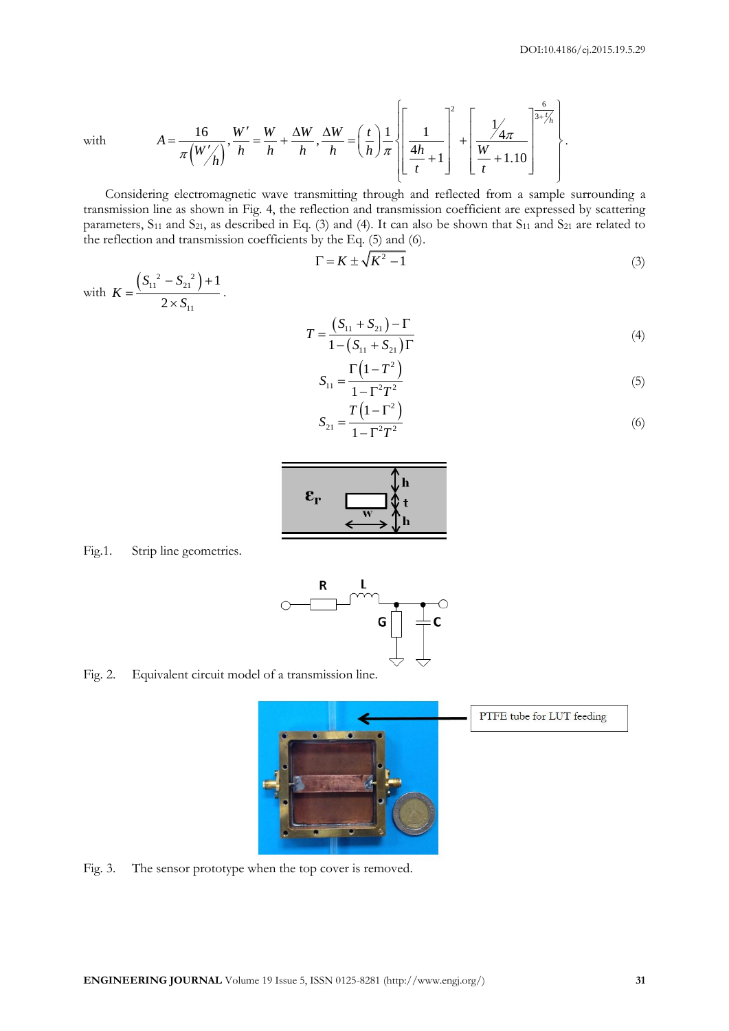with $$A = \frac{16}{\pi\left(W'/h\right)}, \frac{W'}{h} = \frac{W}{h} + \frac{\Delta W}{h}, \frac{\Delta W}{h} = \left(\frac{t}{h}\right)\frac{1}{\pi}\left\{\left[\frac{1}{\frac{4h}{t}+1}\right]^2 + \left[\frac{1/4\pi}{\frac{W}{t}+1.10}\right]^{\frac{6}{3+t/h}}\right\}.$$

Considering electromagnetic wave transmitting through and reflected from a sample surrounding a transmission line as shown in Fig. 4, the reflection and transmission coefficient are expressed by scattering parameters, $S_{11}$ and $S_{21}$, as described in Eq. (3) and (4). It can also be shown that $S_{11}$ and $S_{21}$ are related to the reflection and transmission coefficients by the Eq. (5) and (6).

$$\Gamma = K \pm \sqrt{K^2 - 1} \tag{3}$$

with $K = \dfrac{\left(S_{11}^{\ 2} - S_{21}^{\ 2}\right) + 1}{2 \times S_{11}}$.

$$T = \frac{\left(S_{11} + S_{21}\right) - \Gamma}{1 - \left(S_{11} + S_{21}\right)\Gamma} \tag{4}$$

$$S_{11} = \frac{\Gamma\left(1 - T^2\right)}{1 - \Gamma^2 T^2} \tag{5}$$

$$S_{21} = \frac{T\left(1 - \Gamma^2\right)}{1 - \Gamma^2 T^2} \tag{6}$$

Fig.1. Strip line geometries.

Fig. 2. Equivalent circuit model of a transmission line.

PTFE tube for LUT feeding

Fig. 3. The sensor prototype when the top cover is removed.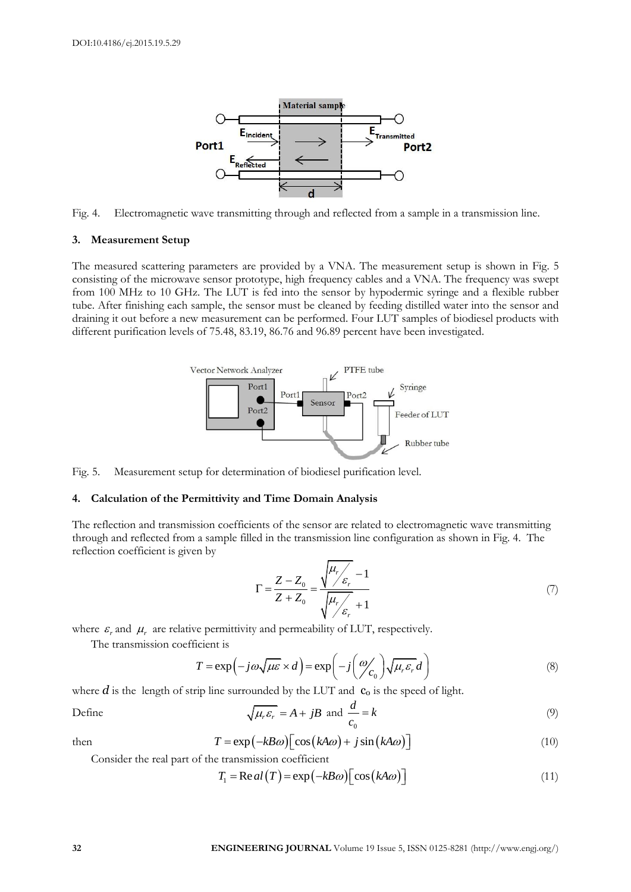Fig. 4. Electromagnetic wave transmitting through and reflected from a sample in a transmission line.

### 3. Measurement Setup

The measured scattering parameters are provided by a VNA. The measurement setup is shown in Fig. 5 consisting of the microwave sensor prototype, high frequency cables and a VNA. The frequency was swept from 100 MHz to 10 GHz. The LUT is fed into the sensor by hypodermic syringe and a flexible rubber tube. After finishing each sample, the sensor must be cleaned by feeding distilled water into the sensor and draining it out before a new measurement can be performed. Four LUT samples of biodiesel products with different purification levels of 75.48, 83.19, 86.76 and 96.89 percent have been investigated.

Fig. 5. Measurement setup for determination of biodiesel purification level.

### 4. Calculation of the Permittivity and Time Domain Analysis

The reflection and transmission coefficients of the sensor are related to electromagnetic wave transmitting through and reflected from a sample filled in the transmission line configuration as shown in Fig. 4. The reflection coefficient is given by

$$\Gamma = \frac{Z - Z_0}{Z + Z_0} = \frac{\sqrt{\mu_r / \varepsilon_r} - 1}{\sqrt{\mu_r / \varepsilon_r} + 1} \tag{7}$$

where $\varepsilon_r$ and $\mu_r$ are relative permittivity and permeability of LUT, respectively.

The transmission coefficient is

$$T = \exp\left(-j\omega\sqrt{\mu\varepsilon} \times d\right) = \exp\left(-j\left(\omega / c_0\right)\sqrt{\mu_r \varepsilon_r}\, d\right) \tag{8}$$

where $d$ is the length of strip line surrounded by the LUT and $c_0$ is the speed of light.

Define $$\sqrt{\mu_r \varepsilon_r} = A + jB \text{ and } \frac{d}{c_0} = k \tag{9}$$

then $$T = \exp(-kB\omega)\left[\cos(kA\omega) + j\sin(kA\omega)\right] \tag{10}$$

Consider the real part of the transmission coefficient

$$T_1 = \mathrm{Real}(T) = \exp(-kB\omega)\left[\cos(kA\omega)\right] \tag{11}$$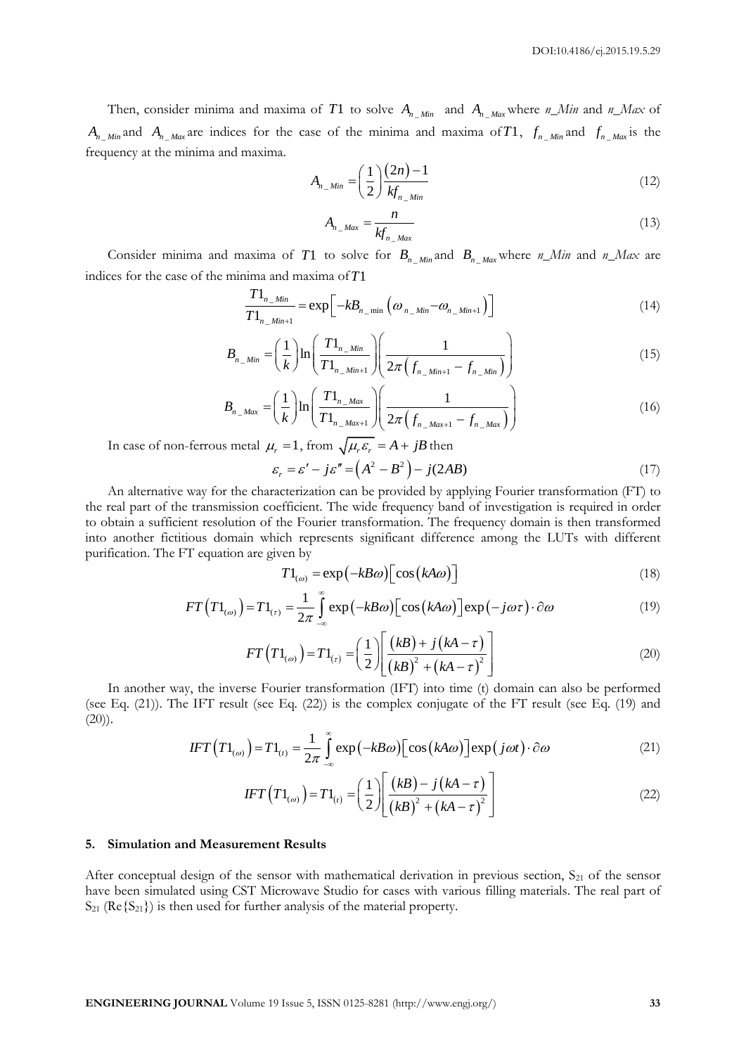Then, consider minima and maxima of $T1$ to solve $A_{n\_Min}$ and $A_{n\_Max}$ where *n_Min* and *n_Max* of $A_{n\_Min}$ and $A_{n\_Max}$ are indices for the case of the minima and maxima of $T1$, $f_{n\_Min}$ and $f_{n\_Max}$ is the frequency at the minima and maxima.

$$A_{n\_Min} = \left(\frac{1}{2}\right)\frac{(2n)-1}{kf_{n\_Min}} \tag{12}$$

$$A_{n\_Max} = \frac{n}{kf_{n\_Max}} \tag{13}$$

Consider minima and maxima of $T1$ to solve for $B_{n\_Min}$ and $B_{n\_Max}$ where *n_Min* and *n_Max* are indices for the case of the minima and maxima of $T1$

$$\frac{T1_{n\_Min}}{T1_{n\_Min+1}} = \exp\left[-kB_{n\_\min}\left(\omega_{n\_Min} - \omega_{n\_Min+1}\right)\right] \tag{14}$$

$$B_{n\_Min} = \left(\frac{1}{k}\right)\ln\left(\frac{T1_{n\_Min}}{T1_{n\_Min+1}}\right)\left(\frac{1}{2\pi\left(f_{n\_Min+1} - f_{n\_Min}\right)}\right) \tag{15}$$

$$B_{n\_Max} = \left(\frac{1}{k}\right)\ln\left(\frac{T1_{n\_Max}}{T1_{n\_Max+1}}\right)\left(\frac{1}{2\pi\left(f_{n\_Max+1} - f_{n\_Max}\right)}\right) \tag{16}$$

In case of non-ferrous metal $\mu_r = 1$, from $\sqrt{\mu_r \varepsilon_r} = A + jB$ then

$$\varepsilon_r = \varepsilon' - j\varepsilon'' = \left(A^2 - B^2\right) - j(2AB) \tag{17}$$

An alternative way for the characterization can be provided by applying Fourier transformation (FT) to the real part of the transmission coefficient. The wide frequency band of investigation is required in order to obtain a sufficient resolution of the Fourier transformation. The frequency domain is then transformed into another fictitious domain which represents significant difference among the LUTs with different purification. The FT equation are given by

$$T1_{(\omega)} = \exp(-kB\omega)\left[\cos(kA\omega)\right] \tag{18}$$

$$FT\left(T1_{(\omega)}\right) = T1_{(\tau)} = \frac{1}{2\pi}\int_{-\infty}^{\infty}\exp(-kB\omega)\left[\cos(kA\omega)\right]\exp(-j\omega\tau)\cdot\partial\omega \tag{19}$$

$$FT\left(T1_{(\omega)}\right) = T1_{(\tau)} = \left(\frac{1}{2}\right)\left[\frac{(kB) + j(kA - \tau)}{(kB)^2 + (kA - \tau)^2}\right] \tag{20}$$

In another way, the inverse Fourier transformation (IFT) into time (t) domain can also be performed (see Eq. (21)). The IFT result (see Eq. (22)) is the complex conjugate of the FT result (see Eq. (19) and (20)).

$$IFT\left(T1_{(\omega)}\right) = T1_{(t)} = \frac{1}{2\pi}\int_{-\infty}^{\infty}\exp(-kB\omega)\left[\cos(kA\omega)\right]\exp(j\omega t)\cdot\partial\omega \tag{21}$$

$$IFT\left(T1_{(\omega)}\right) = T1_{(t)} = \left(\frac{1}{2}\right)\left[\frac{(kB) - j(kA - \tau)}{(kB)^2 + (kA - \tau)^2}\right] \tag{22}$$

## 5. Simulation and Measurement Results

After conceptual design of the sensor with mathematical derivation in previous section, $S_{21}$ of the sensor have been simulated using CST Microwave Studio for cases with various filling materials. The real part of $S_{21}$ ($\text{Re}\{S_{21}\}$) is then used for further analysis of the material property.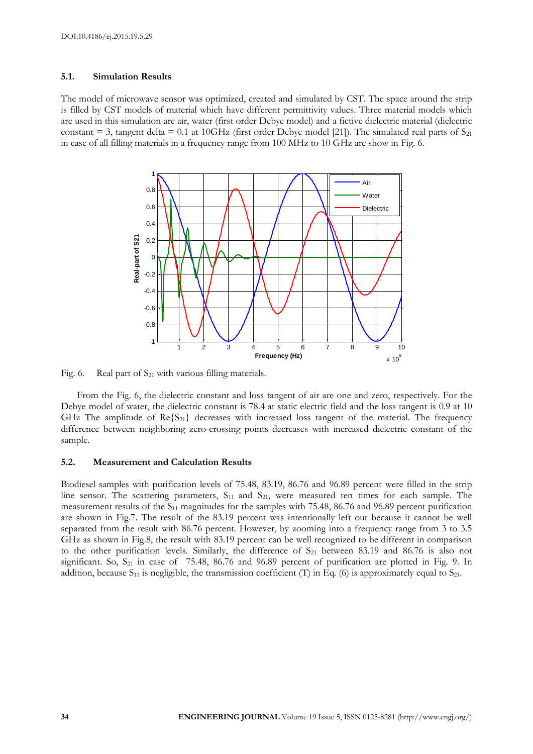### 5.1. Simulation Results

The model of microwave sensor was optimized, created and simulated by CST. The space around the strip is filled by CST models of material which have different permittivity values. Three material models which are used in this simulation are air, water (first order Debye model) and a fictive dielectric material (dielectric constant = 3, tangent delta = 0.1 at 10GHz (first order Debye model [21]). The simulated real parts of $S_{21}$ in case of all filling materials in a frequency range from 100 MHz to 10 GHz are show in Fig. 6.

Fig. 6. Real part of $S_{21}$ with various filling materials.

From the Fig. 6, the dielectric constant and loss tangent of air are one and zero, respectively. For the Debye model of water, the dielectric constant is 78.4 at static electric field and the loss tangent is 0.9 at 10 GHz The amplitude of $Re\{S_{21}\}$ decreases with increased loss tangent of the material. The frequency difference between neighboring zero-crossing points decreases with increased dielectric constant of the sample.

### 5.2. Measurement and Calculation Results

Biodiesel samples with purification levels of 75.48, 83.19, 86.76 and 96.89 percent were filled in the strip line sensor. The scattering parameters, $S_{11}$ and $S_{21}$, were measured ten times for each sample. The measurement results of the $S_{11}$ magnitudes for the samples with 75.48, 86.76 and 96.89 percent purification are shown in Fig.7. The result of the 83.19 percent was intentionally left out because it cannot be well separated from the result with 86.76 percent. However, by zooming into a frequency range from 3 to 3.5 GHz as shown in Fig.8, the result with 83.19 percent can be well recognized to be different in comparison to the other purification levels. Similarly, the difference of $S_{21}$ between 83.19 and 86.76 is also not significant. So, $S_{21}$ in case of 75.48, 86.76 and 96.89 percent of purification are plotted in Fig. 9. In addition, because $S_{11}$ is negligible, the transmission coefficient (T) in Eq. (6) is approximately equal to $S_{21}$.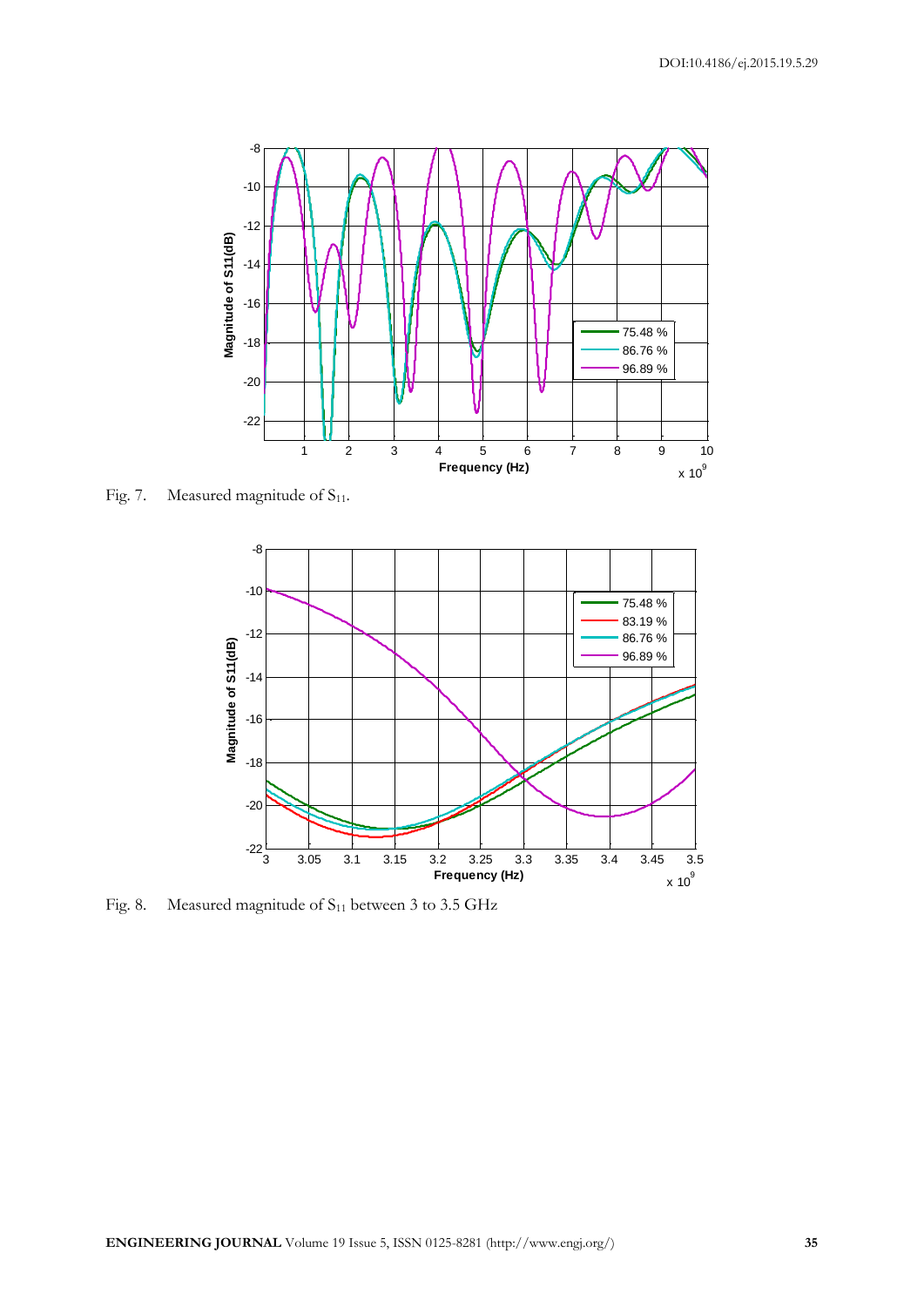Fig. 7. Measured magnitude of $S_{11}$.

Fig. 8. Measured magnitude of $S_{11}$ between 3 to 3.5 GHz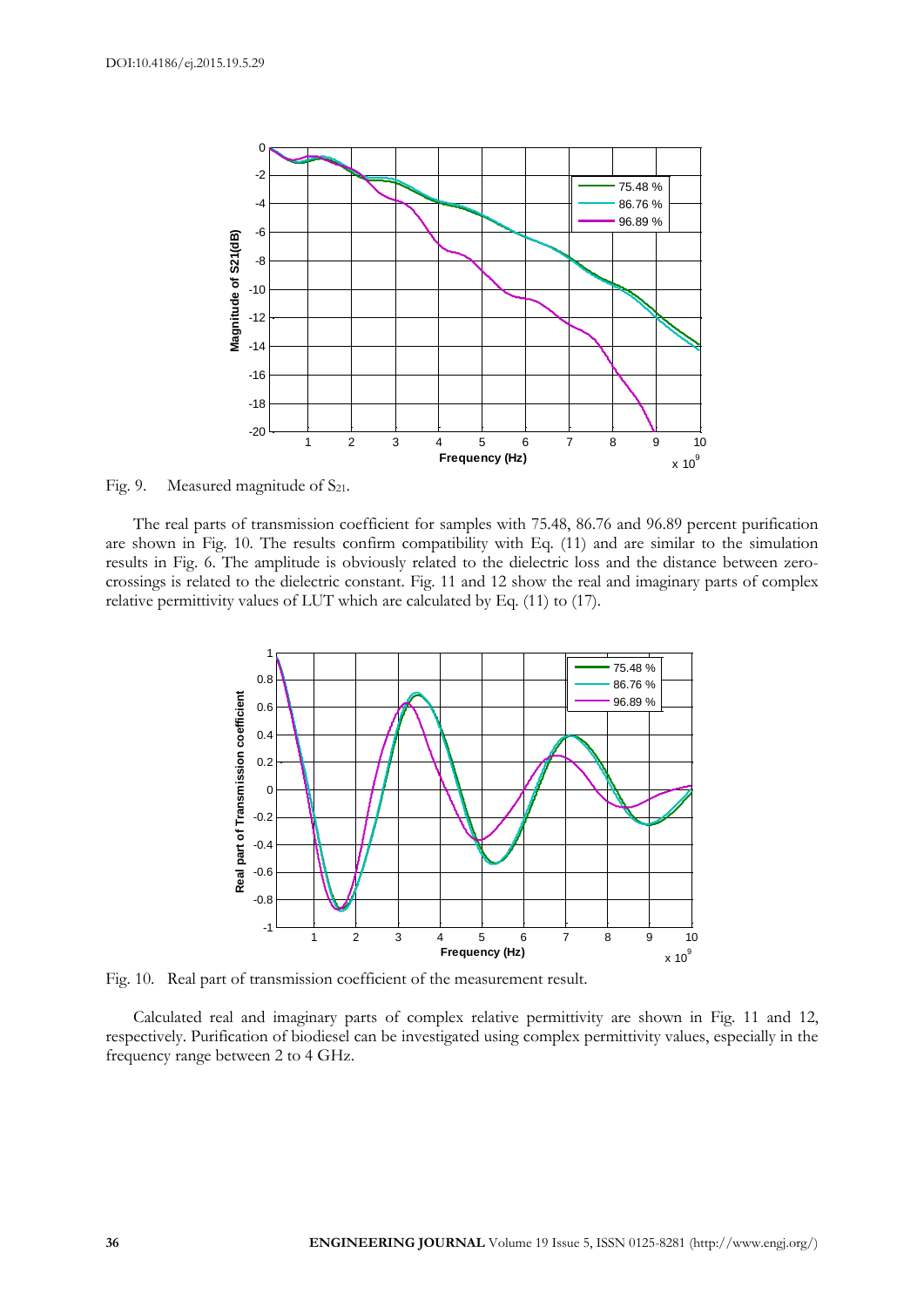Fig. 9. Measured magnitude of $S_{21}$.

The real parts of transmission coefficient for samples with 75.48, 86.76 and 96.89 percent purification are shown in Fig. 10. The results confirm compatibility with Eq. (11) and are similar to the simulation results in Fig. 6. The amplitude is obviously related to the dielectric loss and the distance between zero-crossings is related to the dielectric constant. Fig. 11 and 12 show the real and imaginary parts of complex relative permittivity values of LUT which are calculated by Eq. (11) to (17).

Fig. 10. Real part of transmission coefficient of the measurement result.

Calculated real and imaginary parts of complex relative permittivity are shown in Fig. 11 and 12, respectively. Purification of biodiesel can be investigated using complex permittivity values, especially in the frequency range between 2 to 4 GHz.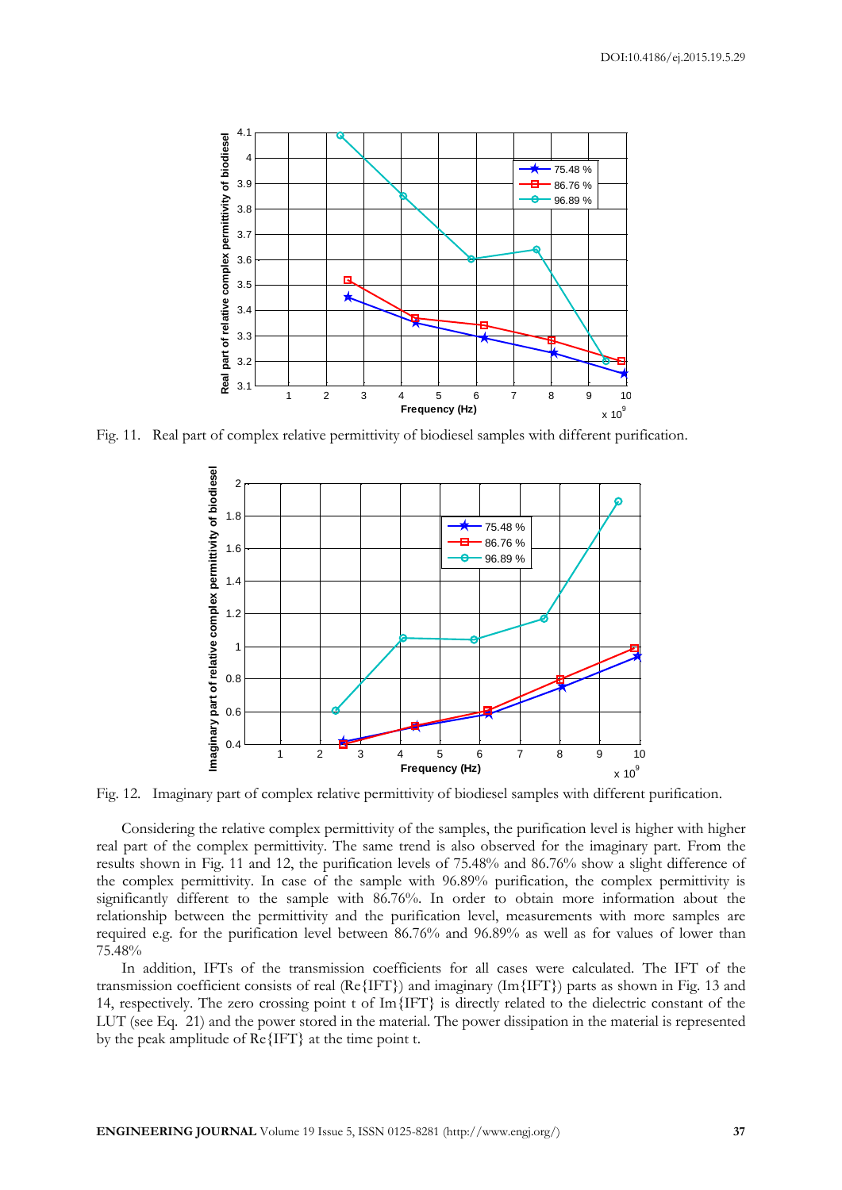Fig. 11. Real part of complex relative permittivity of biodiesel samples with different purification.

Fig. 12. Imaginary part of complex relative permittivity of biodiesel samples with different purification.

Considering the relative complex permittivity of the samples, the purification level is higher with higher real part of the complex permittivity. The same trend is also observed for the imaginary part. From the results shown in Fig. 11 and 12, the purification levels of 75.48% and 86.76% show a slight difference of the complex permittivity. In case of the sample with 96.89% purification, the complex permittivity is significantly different to the sample with 86.76%. In order to obtain more information about the relationship between the permittivity and the purification level, measurements with more samples are required e.g. for the purification level between 86.76% and 96.89% as well as for values of lower than 75.48%

In addition, IFTs of the transmission coefficients for all cases were calculated. The IFT of the transmission coefficient consists of real (Re{IFT}) and imaginary (Im{IFT}) parts as shown in Fig. 13 and 14, respectively. The zero crossing point t of Im{IFT} is directly related to the dielectric constant of the LUT (see Eq. 21) and the power stored in the material. The power dissipation in the material is represented by the peak amplitude of Re{IFT} at the time point t.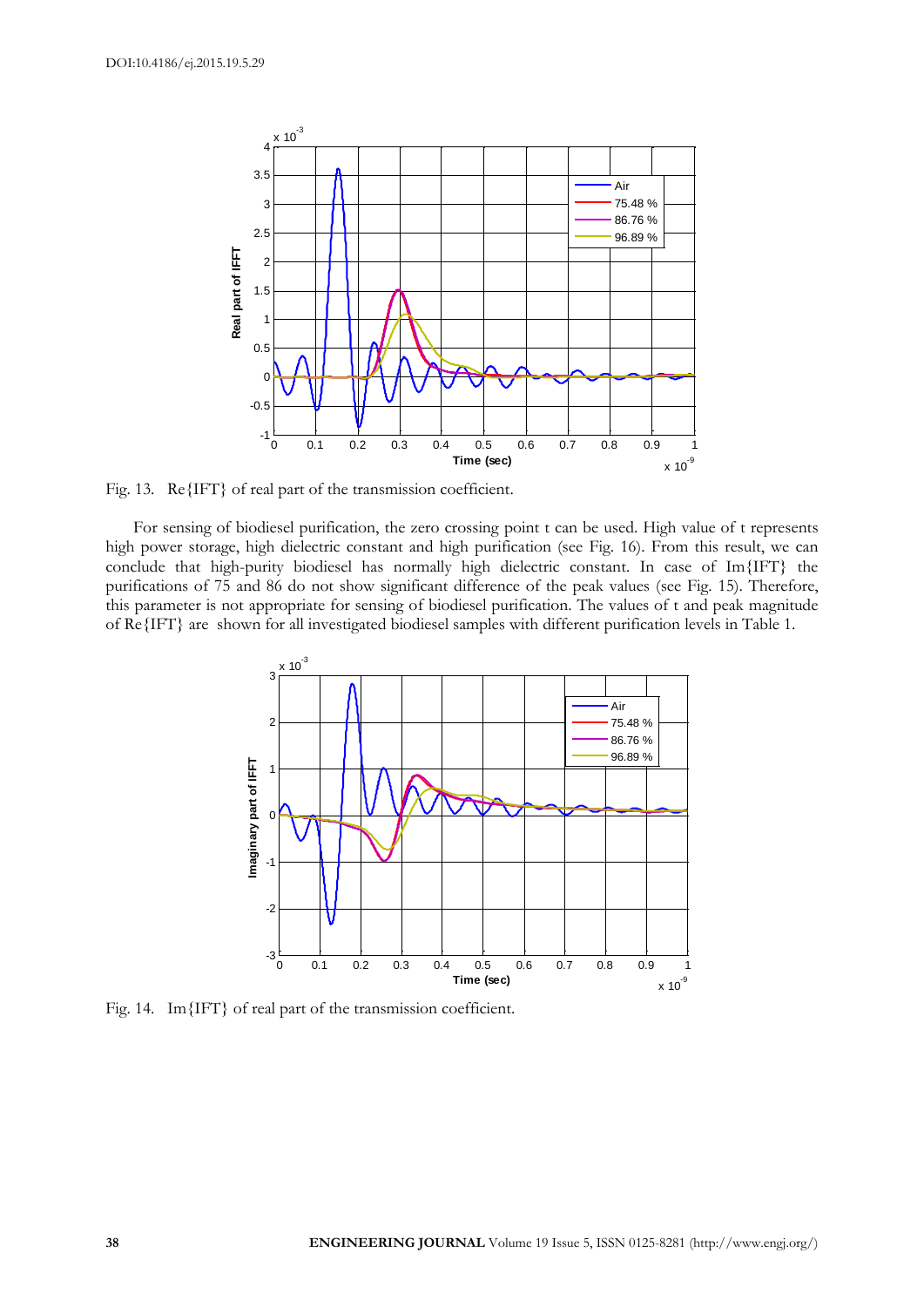Fig. 13. Re{IFT} of real part of the transmission coefficient.

For sensing of biodiesel purification, the zero crossing point t can be used. High value of t represents high power storage, high dielectric constant and high purification (see Fig. 16). From this result, we can conclude that high-purity biodiesel has normally high dielectric constant. In case of Im{IFT} the purifications of 75 and 86 do not show significant difference of the peak values (see Fig. 15). Therefore, this parameter is not appropriate for sensing of biodiesel purification. The values of t and peak magnitude of Re{IFT} are shown for all investigated biodiesel samples with different purification levels in Table 1.

Fig. 14. Im{IFT} of real part of the transmission coefficient.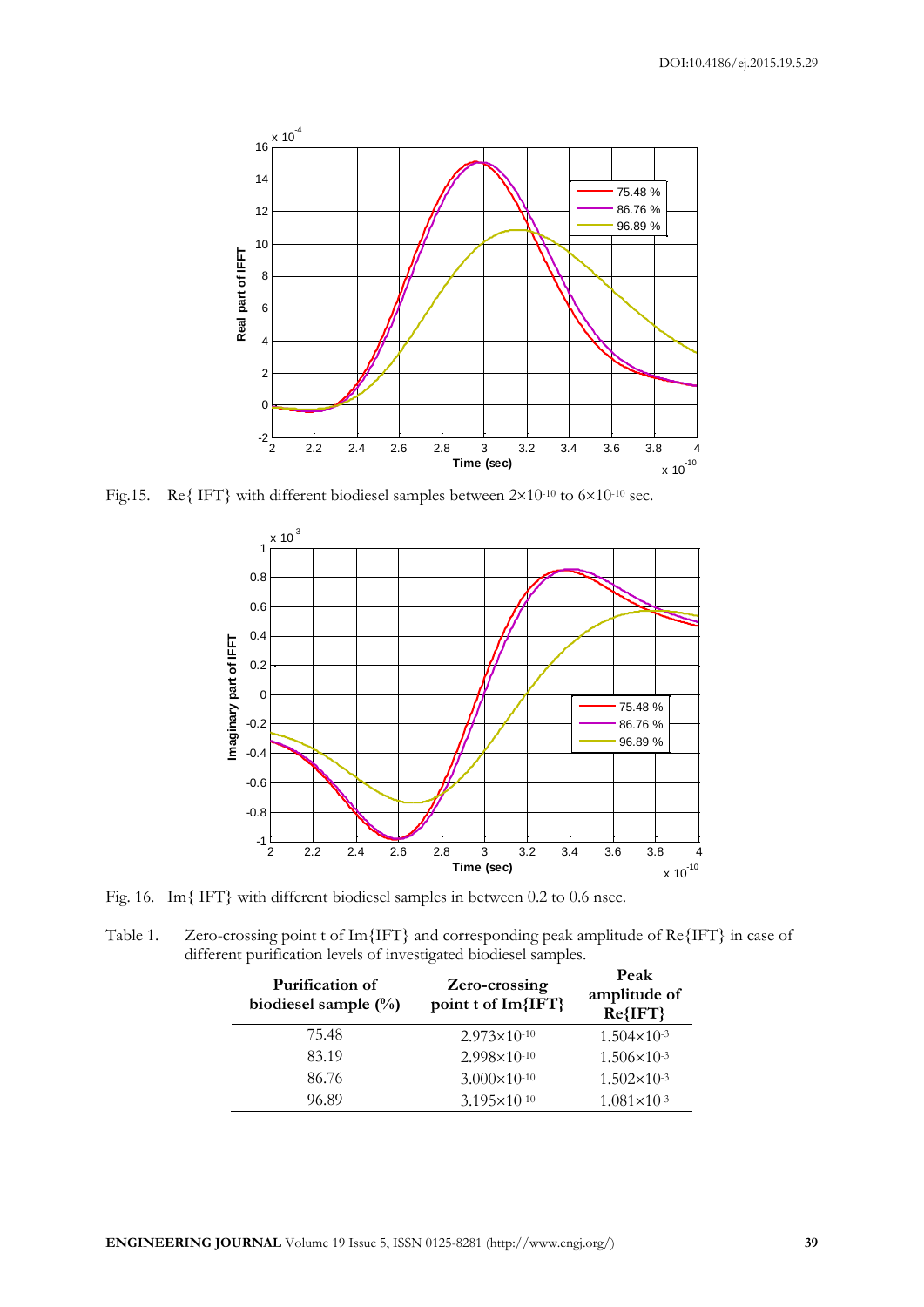Fig.15. Re{ IFT} with different biodiesel samples between $2\times10^{-10}$ to $6\times10^{-10}$ sec.

Fig. 16. Im{ IFT} with different biodiesel samples in between 0.2 to 0.6 nsec.

Table 1. Zero-crossing point t of Im{IFT} and corresponding peak amplitude of Re{IFT} in case of different purification levels of investigated biodiesel samples.

| Purification of biodiesel sample (%) | Zero-crossing point t of Im{IFT} | Peak amplitude of Re{IFT} |
|---|---|---|
| 75.48 | $2.973\times10^{-10}$ | $1.504\times10^{-3}$ |
| 83.19 | $2.998\times10^{-10}$ | $1.506\times10^{-3}$ |
| 86.76 | $3.000\times10^{-10}$ | $1.502\times10^{-3}$ |
| 96.89 | $3.195\times10^{-10}$ | $1.081\times10^{-3}$ |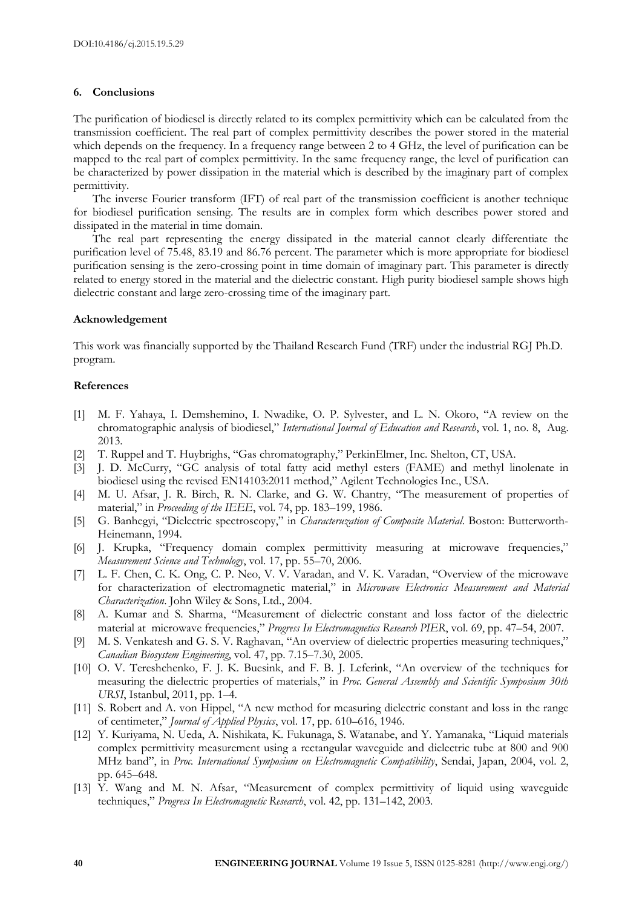## 6. Conclusions

The purification of biodiesel is directly related to its complex permittivity which can be calculated from the transmission coefficient. The real part of complex permittivity describes the power stored in the material which depends on the frequency. In a frequency range between 2 to 4 GHz, the level of purification can be mapped to the real part of complex permittivity. In the same frequency range, the level of purification can be characterized by power dissipation in the material which is described by the imaginary part of complex permittivity.

The inverse Fourier transform (IFT) of real part of the transmission coefficient is another technique for biodiesel purification sensing. The results are in complex form which describes power stored and dissipated in the material in time domain.

The real part representing the energy dissipated in the material cannot clearly differentiate the purification level of 75.48, 83.19 and 86.76 percent. The parameter which is more appropriate for biodiesel purification sensing is the zero-crossing point in time domain of imaginary part. This parameter is directly related to energy stored in the material and the dielectric constant. High purity biodiesel sample shows high dielectric constant and large zero-crossing time of the imaginary part.

### Acknowledgement

This work was financially supported by the Thailand Research Fund (TRF) under the industrial RGJ Ph.D. program.

### References

[1] M. F. Yahaya, I. Demshemino, I. Nwadike, O. P. Sylvester, and L. N. Okoro, "A review on the chromatographic analysis of biodiesel," *International Journal of Education and Research*, vol. 1, no. 8, Aug. 2013.

[2] T. Ruppel and T. Huybrighs, "Gas chromatography," PerkinElmer, Inc. Shelton, CT, USA.

[3] J. D. McCurry, "GC analysis of total fatty acid methyl esters (FAME) and methyl linolenate in biodiesel using the revised EN14103:2011 method," Agilent Technologies Inc., USA.

[4] M. U. Afsar, J. R. Birch, R. N. Clarke, and G. W. Chantry, "The measurement of properties of material," in *Proceeding of the IEEE*, vol. 74, pp. 183–199, 1986.

[5] G. Banhegyi, "Dielectric spectroscopy," in *Characteruzation of Composite Material*. Boston: Butterworth-Heinemann, 1994.

[6] J. Krupka, "Frequency domain complex permittivity measuring at microwave frequencies," *Measurement Science and Technology*, vol. 17, pp. 55–70, 2006.

[7] L. F. Chen, C. K. Ong, C. P. Neo, V. V. Varadan, and V. K. Varadan, "Overview of the microwave for characterization of electromagnetic material," in *Microwave Electronics Measurement and Material Characterization*. John Wiley & Sons, Ltd., 2004.

[8] A. Kumar and S. Sharma, "Measurement of dielectric constant and loss factor of the dielectric material at microwave frequencies," *Progress In Electromagnetics Research PIER*, vol. 69, pp. 47–54, 2007.

[9] M. S. Venkatesh and G. S. V. Raghavan, "An overview of dielectric properties measuring techniques," *Canadian Biosystem Engineering*, vol. 47, pp. 7.15–7.30, 2005.

[10] O. V. Tereshchenko, F. J. K. Buesink, and F. B. J. Leferink, "An overview of the techniques for measuring the dielectric properties of materials," in *Proc. General Assembly and Scientific Symposium 30th URSI*, Istanbul, 2011, pp. 1–4.

[11] S. Robert and A. von Hippel, "A new method for measuring dielectric constant and loss in the range of centimeter," *Journal of Applied Physics*, vol. 17, pp. 610–616, 1946.

[12] Y. Kuriyama, N. Ueda, A. Nishikata, K. Fukunaga, S. Watanabe, and Y. Yamanaka, "Liquid materials complex permittivity measurement using a rectangular waveguide and dielectric tube at 800 and 900 MHz band", in *Proc. International Symposium on Electromagnetic Compatibility*, Sendai, Japan, 2004, vol. 2, pp. 645–648.

[13] Y. Wang and M. N. Afsar, "Measurement of complex permittivity of liquid using waveguide techniques," *Progress In Electromagnetic Research*, vol. 42, pp. 131–142, 2003.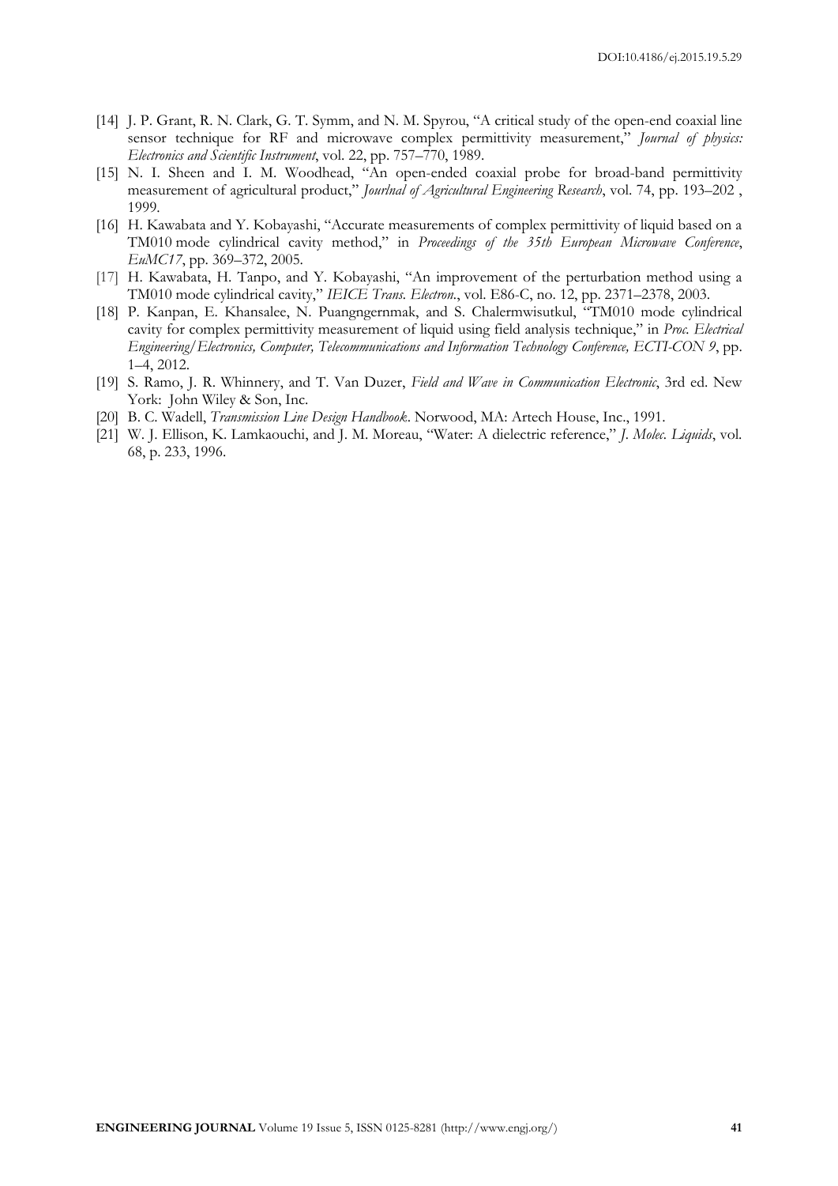[14] J. P. Grant, R. N. Clark, G. T. Symm, and N. M. Spyrou, "A critical study of the open-end coaxial line sensor technique for RF and microwave complex permittivity measurement," *Journal of physics: Electronics and Scientific Instrument*, vol. 22, pp. 757–770, 1989.

[15] N. I. Sheen and I. M. Woodhead, "An open-ended coaxial probe for broad-band permittivity measurement of agricultural product," *Jourlnal of Agricultural Engineering Research*, vol. 74, pp. 193–202 , 1999.

[16] H. Kawabata and Y. Kobayashi, "Accurate measurements of complex permittivity of liquid based on a TM010 mode cylindrical cavity method," in *Proceedings of the 35th European Microwave Conference*, *EuMC17*, pp. 369–372, 2005.

[17] H. Kawabata, H. Tanpo, and Y. Kobayashi, "An improvement of the perturbation method using a TM010 mode cylindrical cavity," *IEICE Trans. Electron.*, vol. E86-C, no. 12, pp. 2371–2378, 2003.

[18] P. Kanpan, E. Khansalee, N. Puangngernmak, and S. Chalermwisutkul, "TM010 mode cylindrical cavity for complex permittivity measurement of liquid using field analysis technique," in *Proc. Electrical Engineering/Electronics, Computer, Telecommunications and Information Technology Conference, ECTI-CON 9*, pp. 1–4, 2012.

[19] S. Ramo, J. R. Whinnery, and T. Van Duzer, *Field and Wave in Communication Electronic*, 3rd ed. New York: John Wiley & Son, Inc.

[20] B. C. Wadell, *Transmission Line Design Handbook*. Norwood, MA: Artech House, Inc., 1991.

[21] W. J. Ellison, K. Lamkaouchi, and J. M. Moreau, "Water: A dielectric reference," *J. Molec. Liquids*, vol. 68, p. 233, 1996.